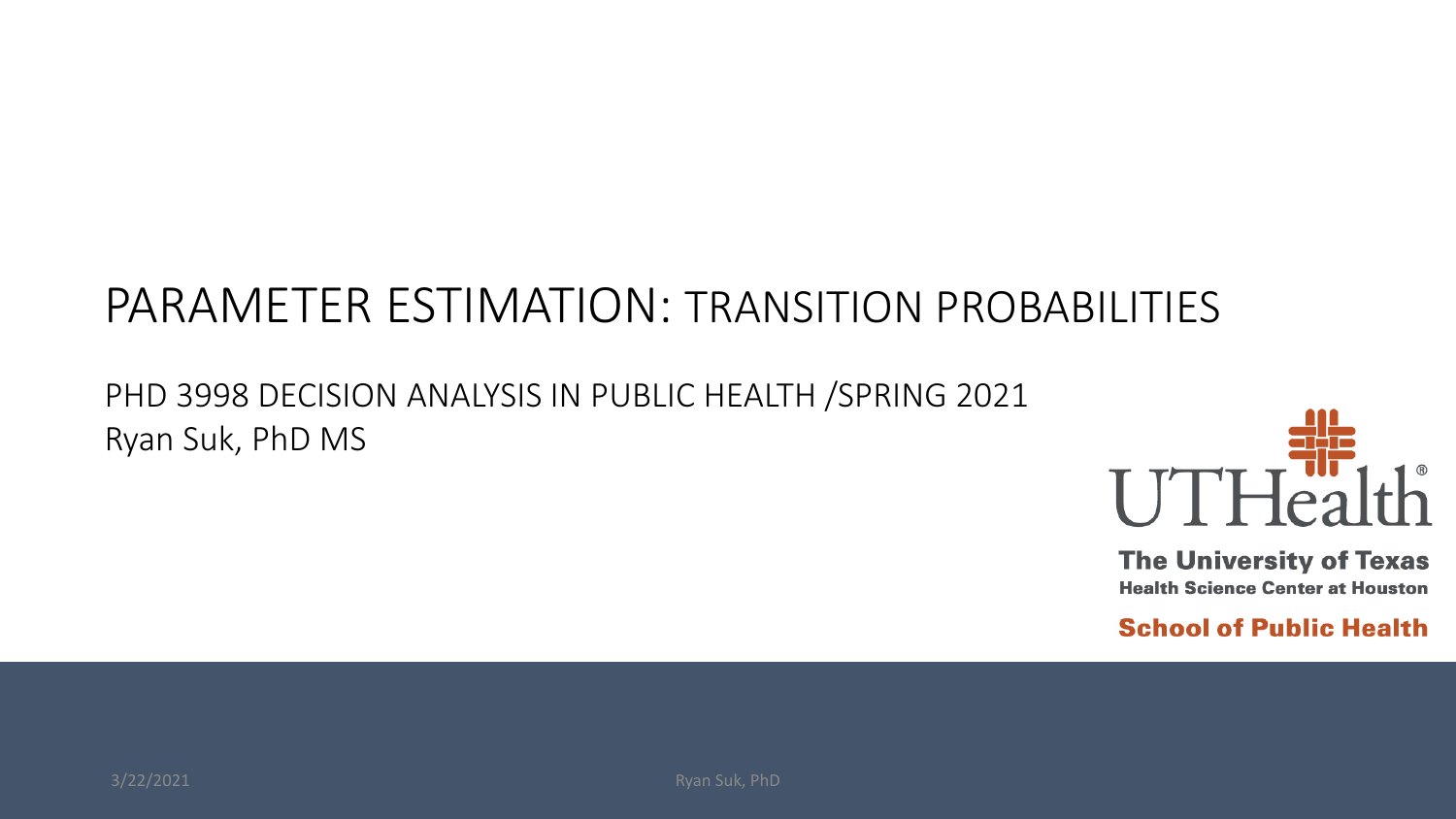# PARAMETER ESTIMATION: TRANSITION PROBABILITIES

PHD 3998 DECISION ANALYSIS IN PUBLIC HEALTH /SPRING 2021

Ryan Suk, PhD MS

UTHealth

The University of Texas Health Science Center at Houston

School of Public Health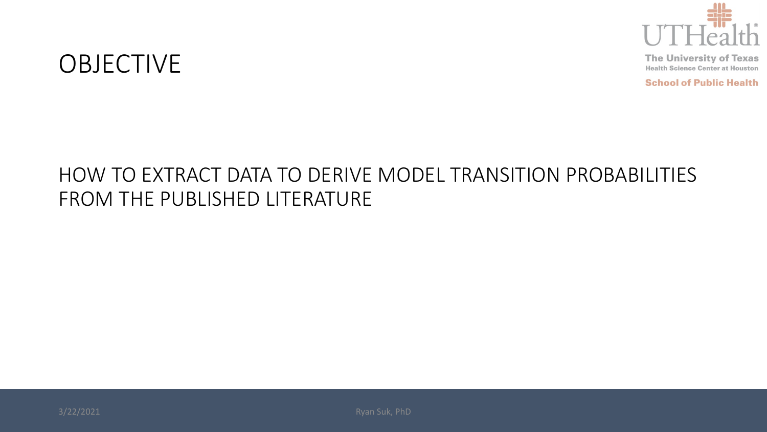# OBJECTIVE

HOW TO EXTRACT DATA TO DERIVE MODEL TRANSITION PROBABILITIES FROM THE PUBLISHED LITERATURE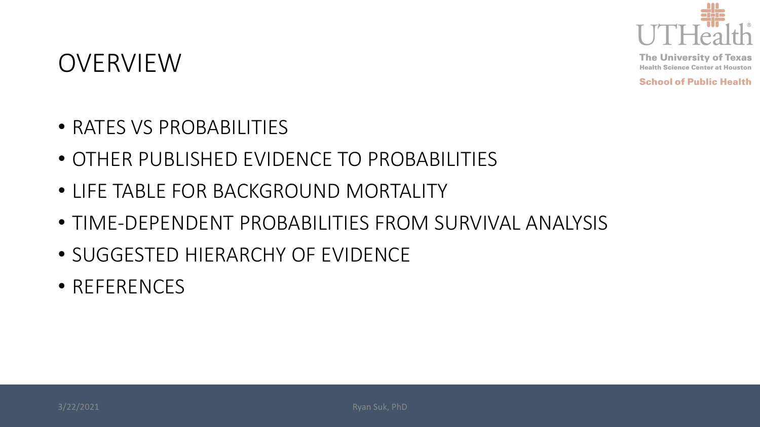# OVERVIEW

- RATES VS PROBABILITIES
- OTHER PUBLISHED EVIDENCE TO PROBABILITIES
- LIFE TABLE FOR BACKGROUND MORTALITY
- TIME-DEPENDENT PROBABILITIES FROM SURVIVAL ANALYSIS
- SUGGESTED HIERARCHY OF EVIDENCE
- REFERENCES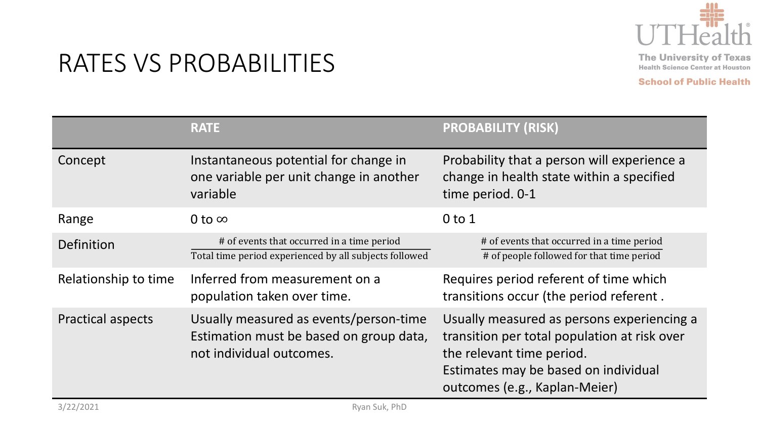# RATES VS PROBABILITIES

| | **RATE** | **PROBABILITY (RISK)** |
|---|---|---|
| Concept | Instantaneous potential for change in one variable per unit change in another variable | Probability that a person will experience a change in health state within a specified time period. 0-1 |
| Range | 0 to $\infty$ | 0 to 1 |
| Definition | $\frac{\text{\# of events that occurred in a time period}}{\text{Total time period experienced by all subjects followed}}$ | $\frac{\text{\# of events that occurred in a time period}}{\text{\# of people followed for that time period}}$ |
| Relationship to time | Inferred from measurement on a population taken over time. | Requires period referent of time which transitions occur (the period referent . |
| Practical aspects | Usually measured as events/person-time<br>Estimation must be based on group data, not individual outcomes. | Usually measured as persons experiencing a transition per total population at risk over the relevant time period.<br>Estimates may be based on individual outcomes (e.g., Kaplan-Meier) |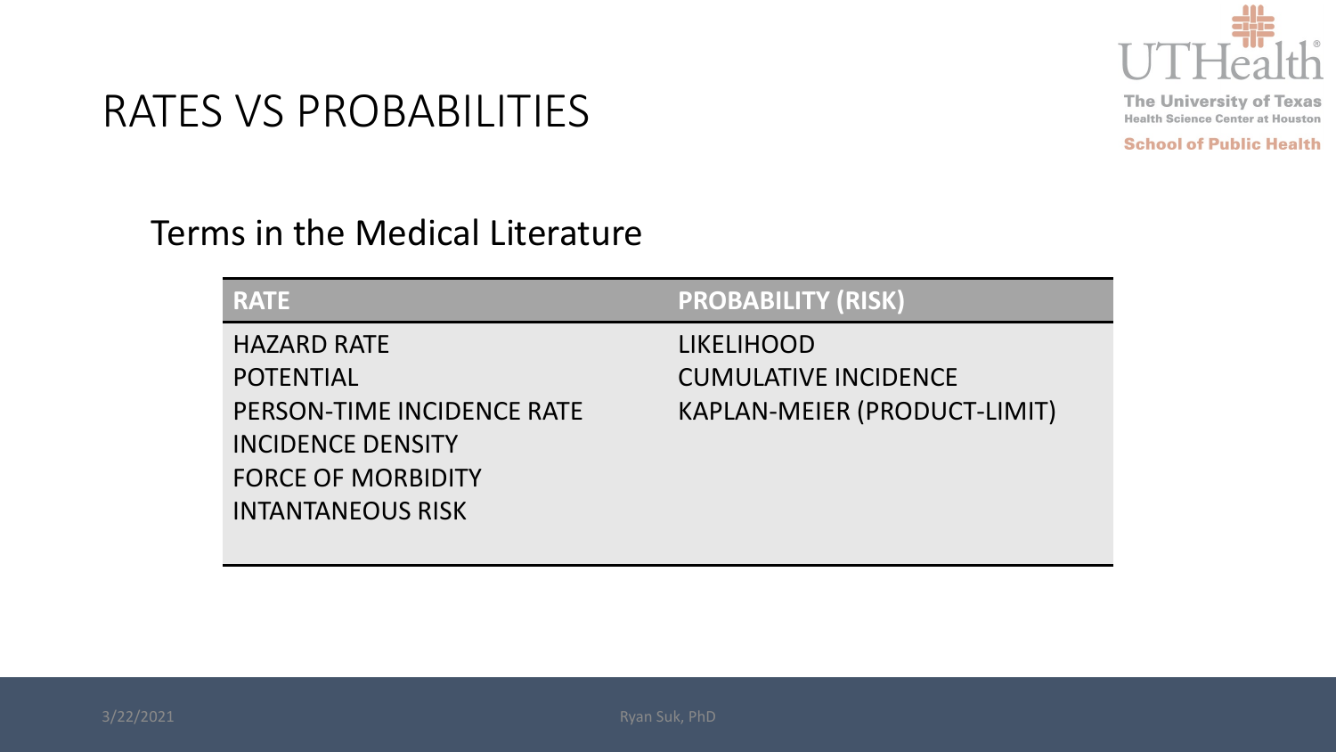# RATES VS PROBABILITIES

## Terms in the Medical Literature

| RATE | PROBABILITY (RISK) |
|---|---|
| HAZARD RATE | LIKELIHOOD |
| POTENTIAL | CUMULATIVE INCIDENCE |
| PERSON-TIME INCIDENCE RATE | KAPLAN-MEIER (PRODUCT-LIMIT) |
| INCIDENCE DENSITY | |
| FORCE OF MORBIDITY | |
| INTANTANEOUS RISK | |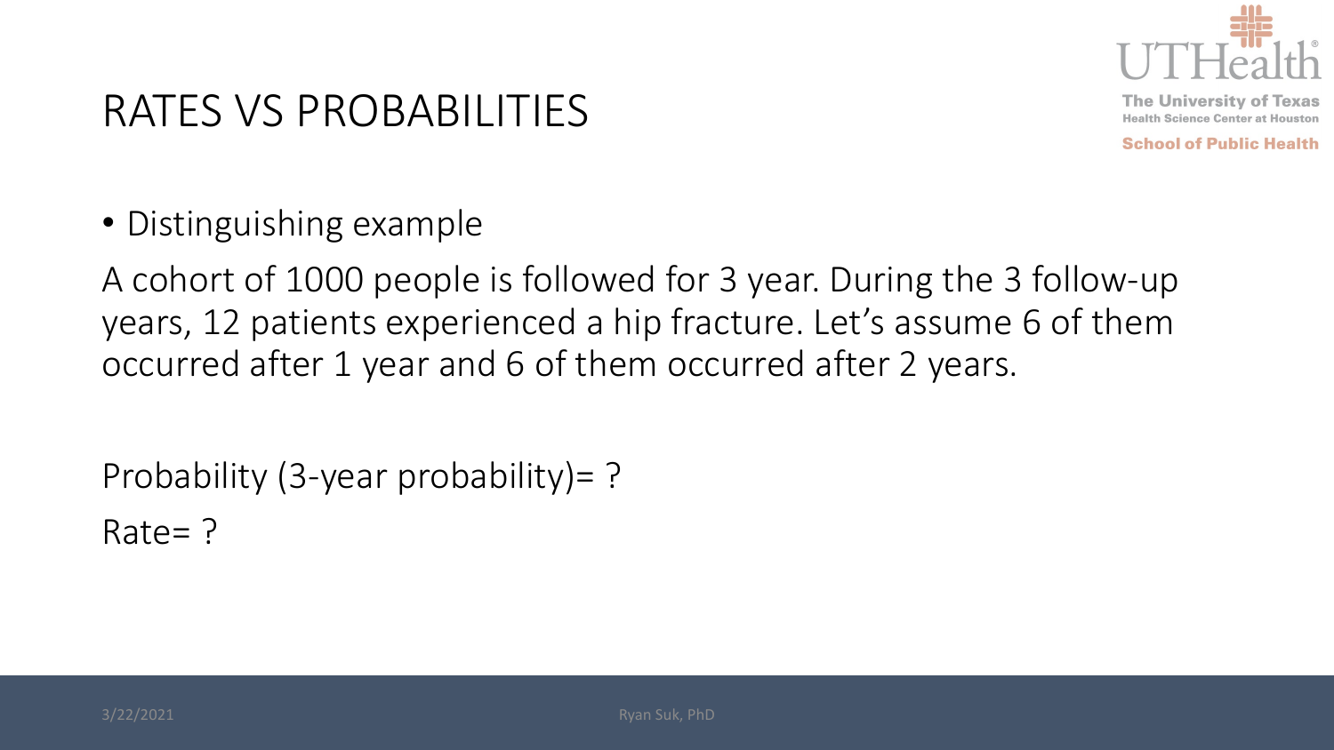# RATES VS PROBABILITIES

- Distinguishing example

A cohort of 1000 people is followed for 3 year. During the 3 follow-up years, 12 patients experienced a hip fracture. Let's assume 6 of them occurred after 1 year and 6 of them occurred after 2 years.

Probability (3-year probability)= ?

Rate= ?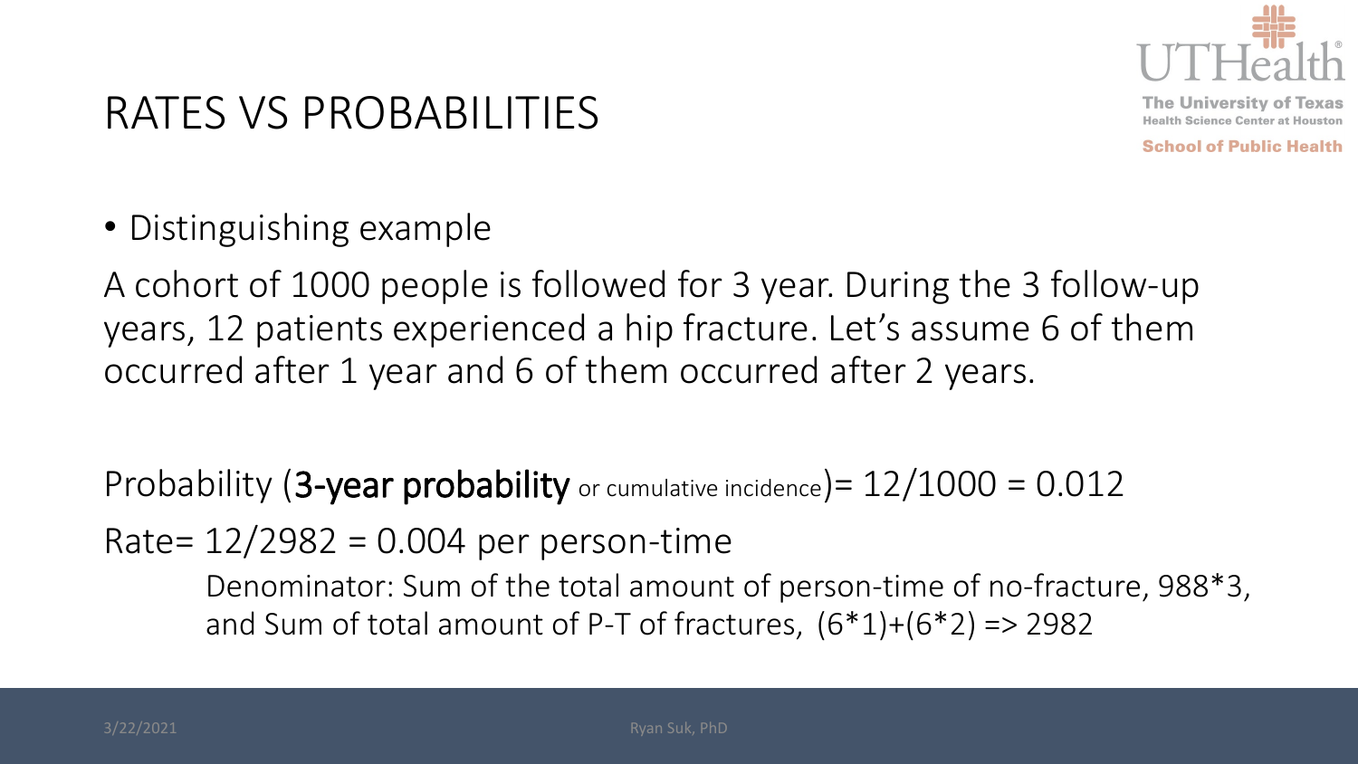# RATES VS PROBABILITIES

- Distinguishing example

A cohort of 1000 people is followed for 3 year. During the 3 follow-up years, 12 patients experienced a hip fracture. Let's assume 6 of them occurred after 1 year and 6 of them occurred after 2 years.

Probability (**3-year probability** or cumulative incidence)= 12/1000 = 0.012

Rate= 12/2982 = 0.004 per person-time

Denominator: Sum of the total amount of person-time of no-fracture, 988*3, and Sum of total amount of P-T of fractures, (6*1)+(6*2) => 2982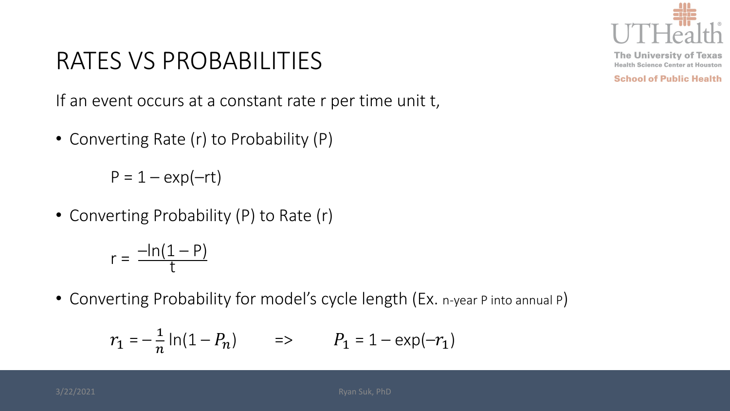# RATES VS PROBABILITIES

If an event occurs at a constant rate r per time unit t,

- Converting Rate (r) to Probability (P)

$$P = 1 - \exp(-rt)$$

- Converting Probability (P) to Rate (r)

$$r = \frac{-\ln(1 - P)}{t}$$

- Converting Probability for model's cycle length (Ex. n-year P into annual P)

$$r_1 = -\frac{1}{n}\ln(1 - P_n) \qquad => \qquad P_1 = 1 - \exp(-r_1)$$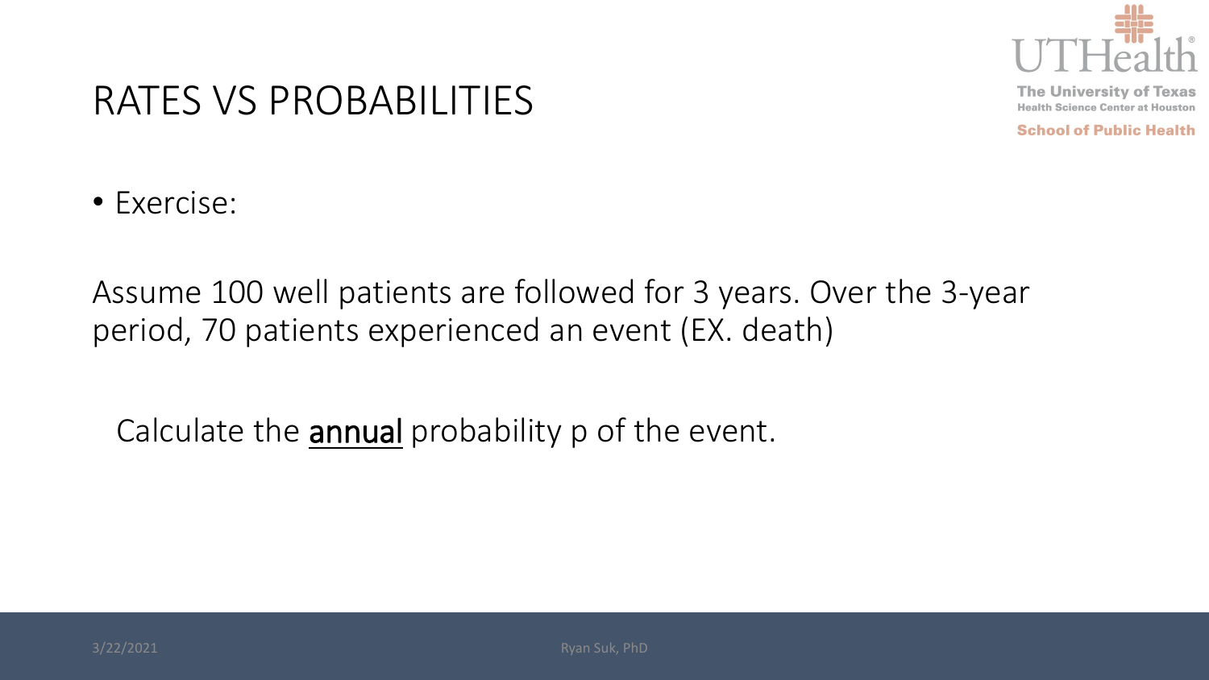# RATES VS PROBABILITIES

- Exercise:

Assume 100 well patients are followed for 3 years. Over the 3-year period, 70 patients experienced an event (EX. death)

Calculate the <u>**annual**</u> probability p of the event.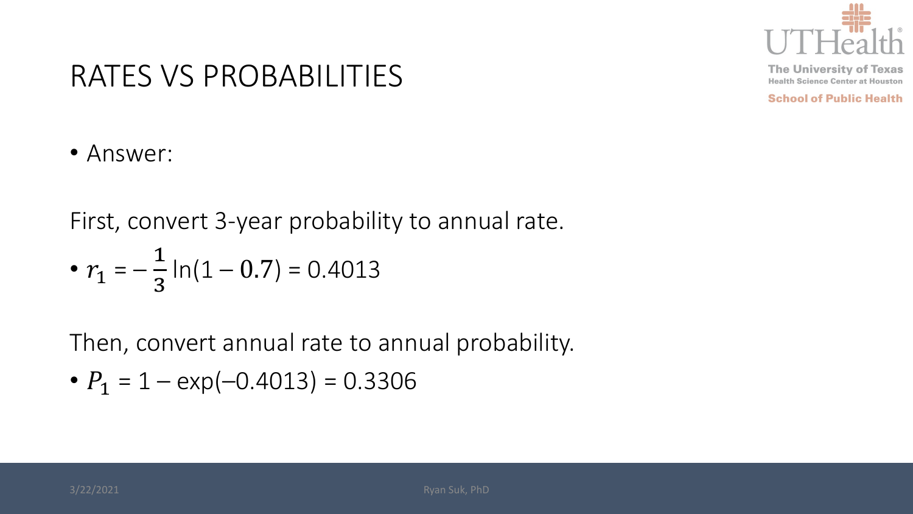# RATES VS PROBABILITIES

- Answer:

First, convert 3-year probability to annual rate.

- $r_1 = -\frac{1}{3}\ln(1 - 0.7) = 0.4013$

Then, convert annual rate to annual probability.

- $P_1 = 1 - \exp(-0.4013) = 0.3306$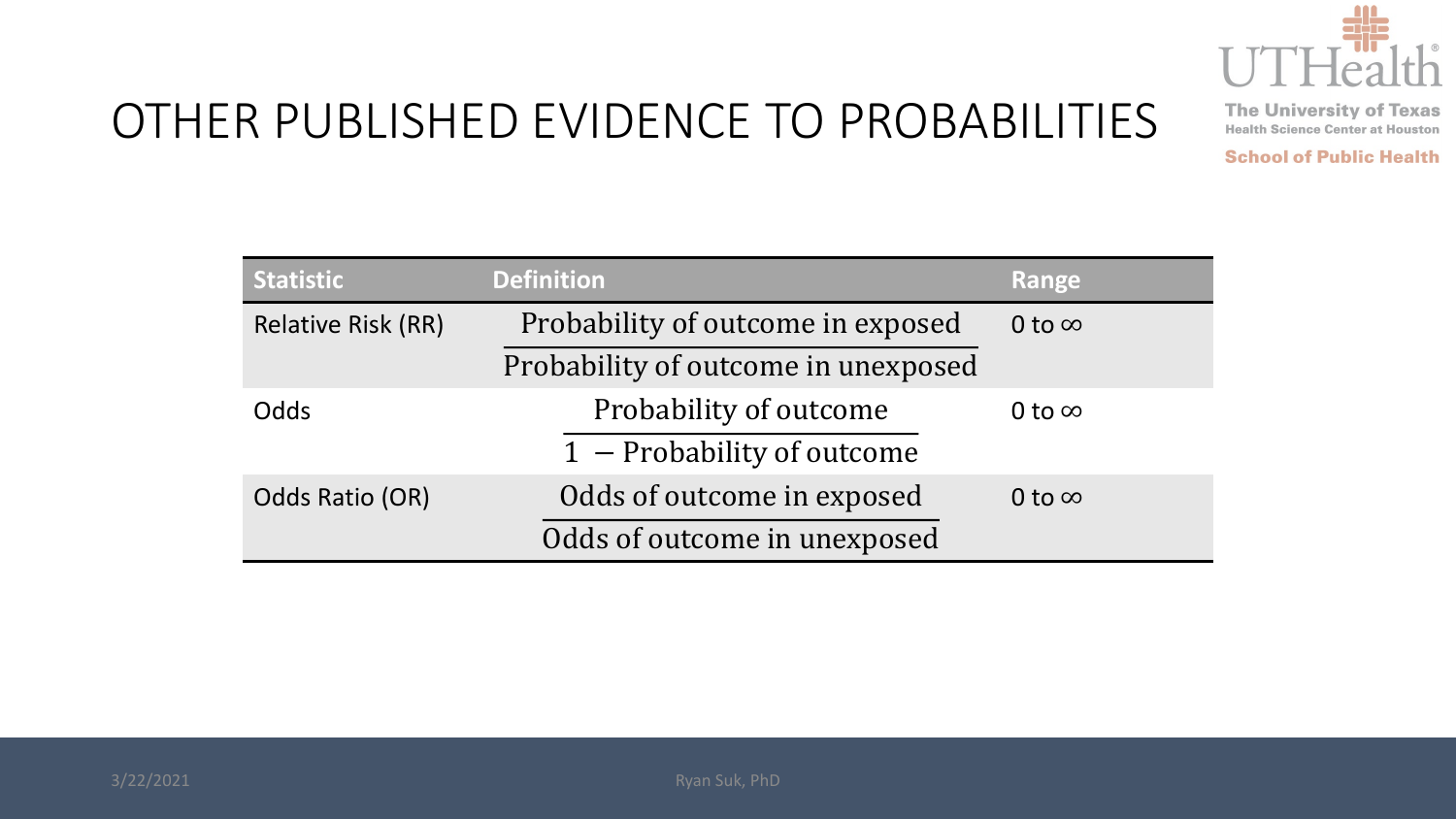# OTHER PUBLISHED EVIDENCE TO PROBABILITIES

| Statistic | Definition | Range |
|---|---|---|
| Relative Risk (RR) | $\frac{\text{Probability of outcome in exposed}}{\text{Probability of outcome in unexposed}}$ | 0 to $\infty$ |
| Odds | $\frac{\text{Probability of outcome}}{1 - \text{Probability of outcome}}$ | 0 to $\infty$ |
| Odds Ratio (OR) | $\frac{\text{Odds of outcome in exposed}}{\text{Odds of outcome in unexposed}}$ | 0 to $\infty$ |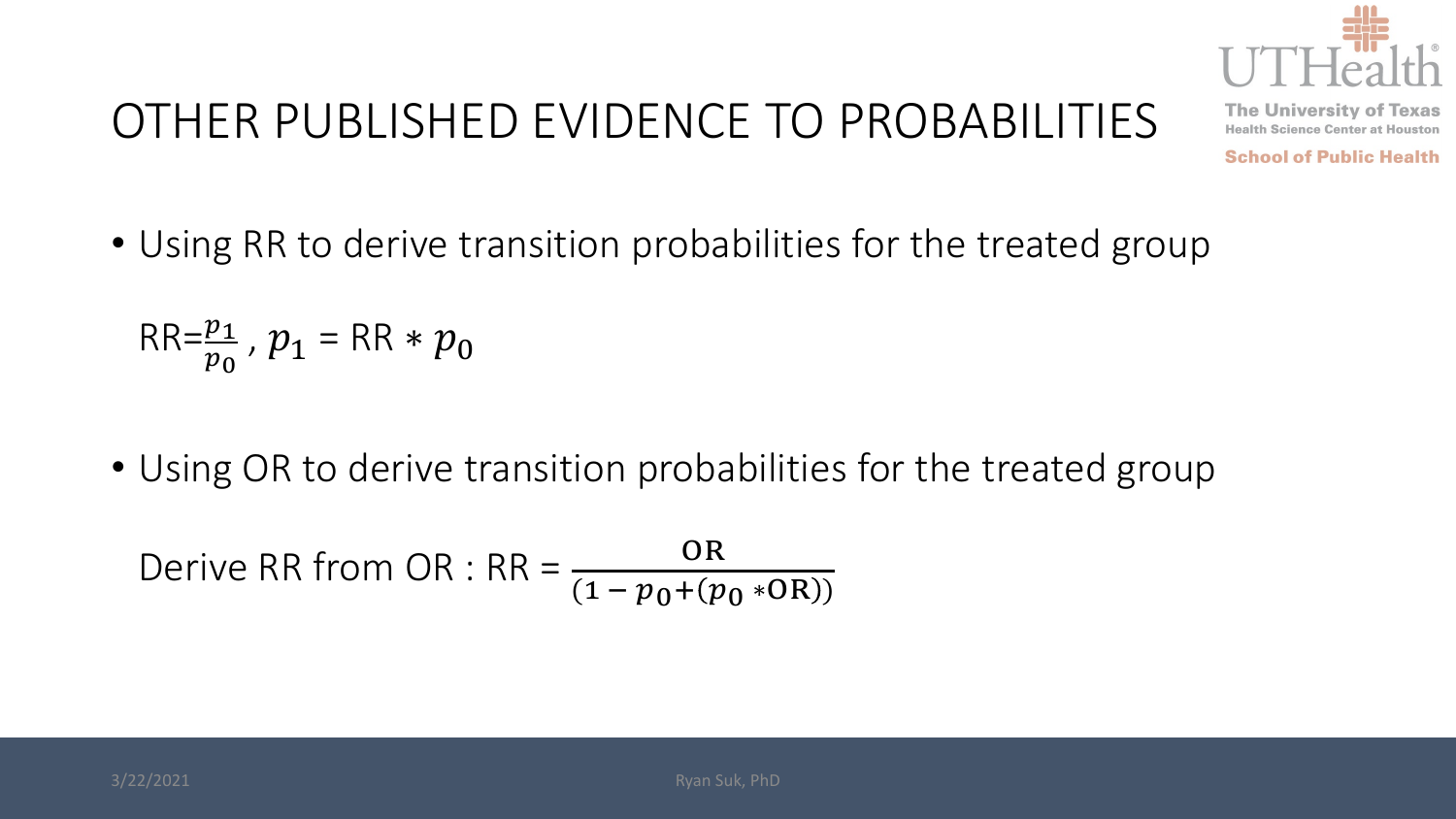# OTHER PUBLISHED EVIDENCE TO PROBABILITIES

- Using RR to derive transition probabilities for the treated group

  RR=$\frac{p_1}{p_0}$ , $p_1$ = RR $* \, p_0$

- Using OR to derive transition probabilities for the treated group

  Derive RR from OR : RR = $\frac{\text{OR}}{(1 - p_0 + (p_0 * \text{OR}))}$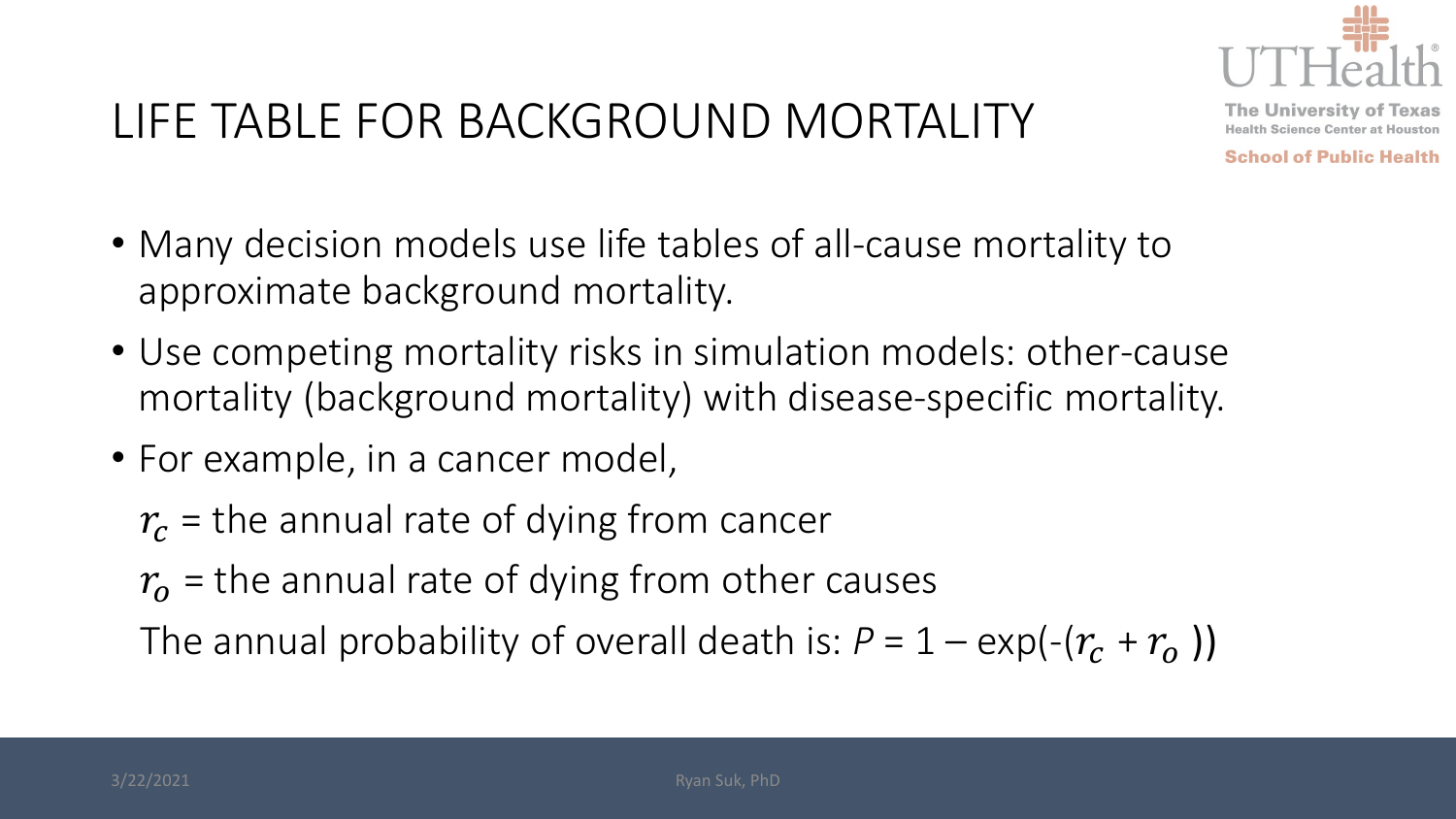# LIFE TABLE FOR BACKGROUND MORTALITY

- Many decision models use life tables of all-cause mortality to approximate background mortality.
- Use competing mortality risks in simulation models: other-cause mortality (background mortality) with disease-specific mortality.
- For example, in a cancer model,

  $r_c$ = the annual rate of dying from cancer

  $r_o$ = the annual rate of dying from other causes

  The annual probability of overall death is: $P = 1 - \exp(-(r_c + r_o))$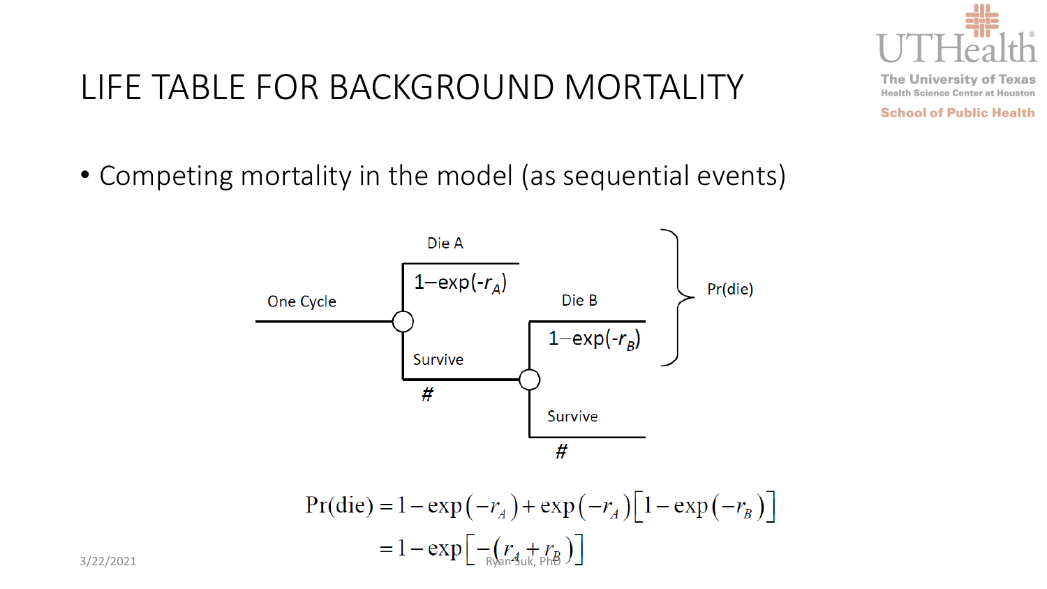# LIFE TABLE FOR BACKGROUND MORTALITY

- Competing mortality in the model (as sequential events)

One Cycle

Die A: $1-\exp(-r_A)$

Survive #

Die B: $1-\exp(-r_B)$

Survive #

Pr(die)

$$\Pr(\text{die}) = 1-\exp(-r_A) + \exp(-r_A)\left[1-\exp(-r_B)\right]$$
$$= 1-\exp\left[-(r_A + r_B)\right]$$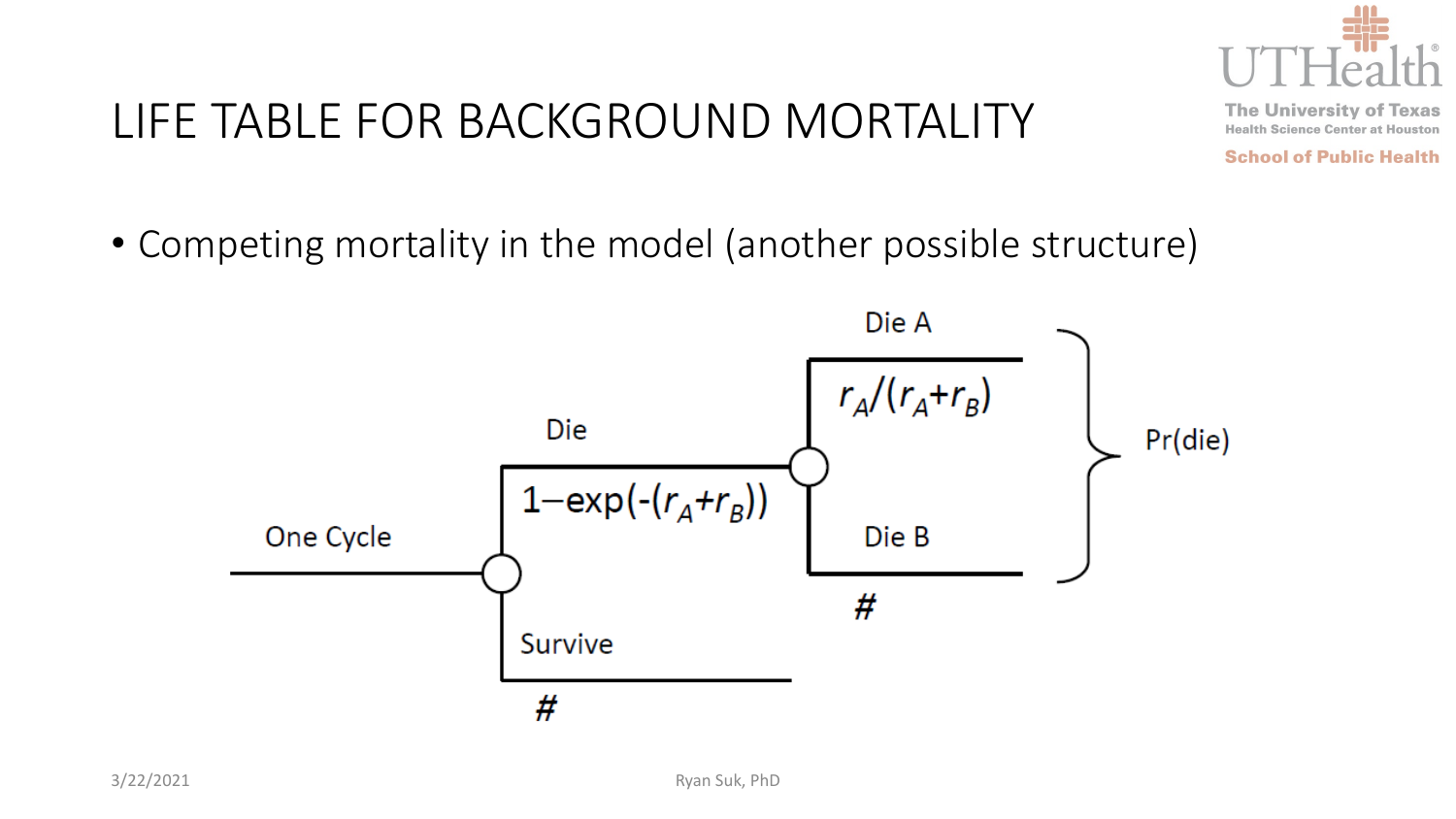# LIFE TABLE FOR BACKGROUND MORTALITY

- Competing mortality in the model (another possible structure)

One Cycle

- Die: $1-\exp(-(r_A+r_B))$
  - Die A: $r_A/(r_A+r_B)$
  - Die B: #
  - Pr(die)
- Survive: #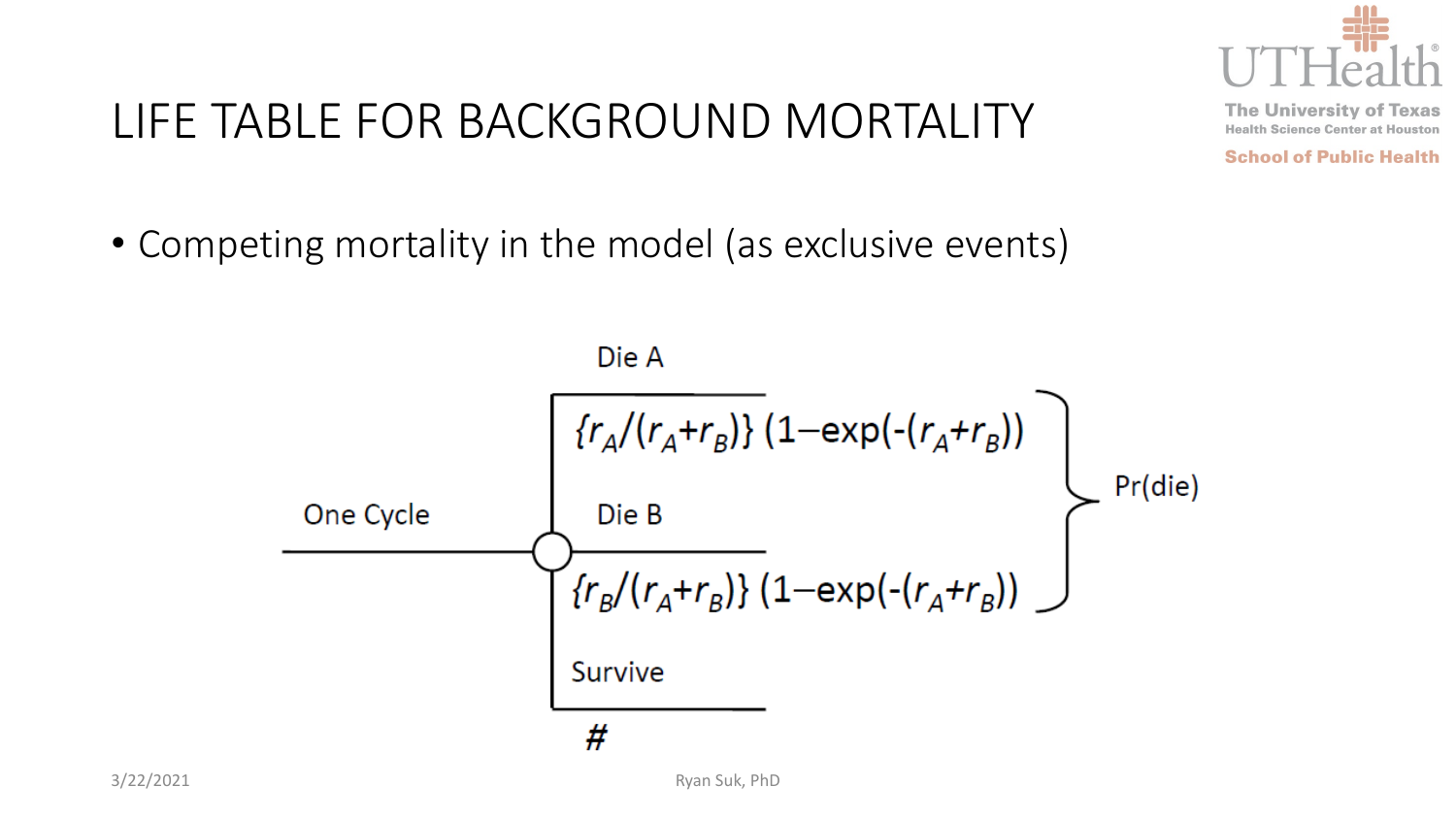# LIFE TABLE FOR BACKGROUND MORTALITY

- Competing mortality in the model (as exclusive events)

One Cycle

Die A

$\{r_A/(r_A+r_B)\}\,(1-\exp(-(r_A+r_B))$

Die B

$\{r_B/(r_A+r_B)\}\,(1-\exp(-(r_A+r_B))$

Pr(die)

Survive

#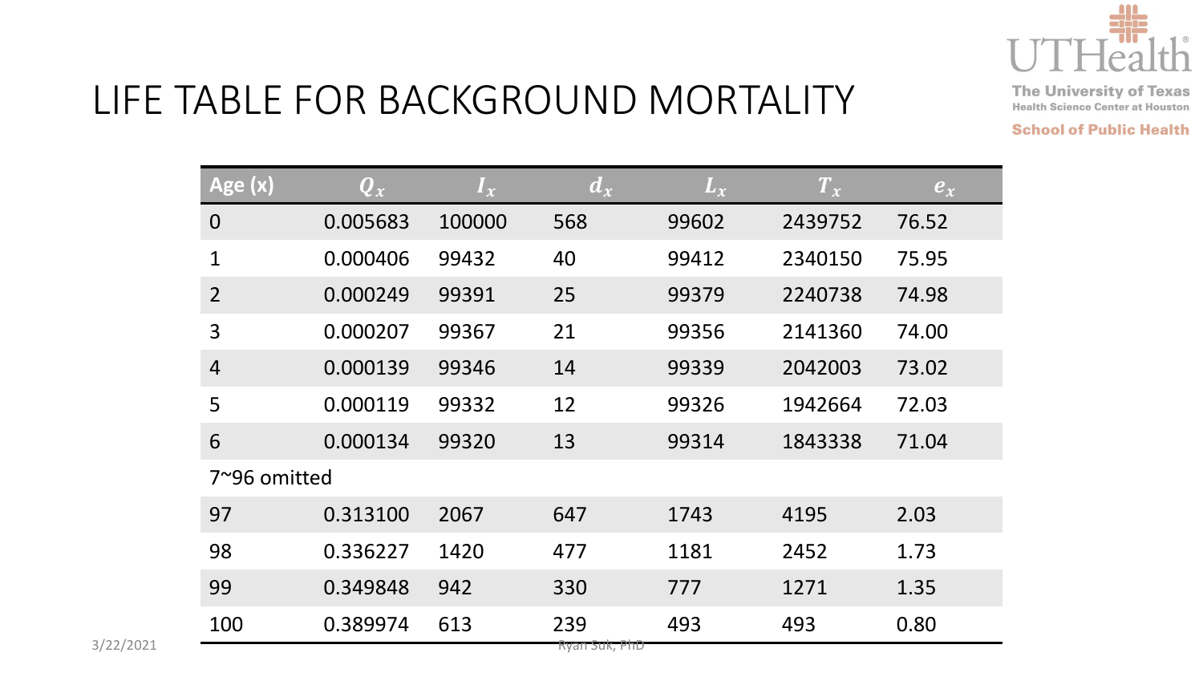# LIFE TABLE FOR BACKGROUND MORTALITY

| Age (x) | $Q_x$ | $l_x$ | $d_x$ | $L_x$ | $T_x$ | $e_x$ |
|---|---|---|---|---|---|---|
| 0 | 0.005683 | 100000 | 568 | 99602 | 2439752 | 76.52 |
| 1 | 0.000406 | 99432 | 40 | 99412 | 2340150 | 75.95 |
| 2 | 0.000249 | 99391 | 25 | 99379 | 2240738 | 74.98 |
| 3 | 0.000207 | 99367 | 21 | 99356 | 2141360 | 74.00 |
| 4 | 0.000139 | 99346 | 14 | 99339 | 2042003 | 73.02 |
| 5 | 0.000119 | 99332 | 12 | 99326 | 1942664 | 72.03 |
| 6 | 0.000134 | 99320 | 13 | 99314 | 1843338 | 71.04 |
| 7~96 omitted | | | | | | |
| 97 | 0.313100 | 2067 | 647 | 1743 | 4195 | 2.03 |
| 98 | 0.336227 | 1420 | 477 | 1181 | 2452 | 1.73 |
| 99 | 0.349848 | 942 | 330 | 777 | 1271 | 1.35 |
| 100 | 0.389974 | 613 | 239 | 493 | 493 | 0.80 |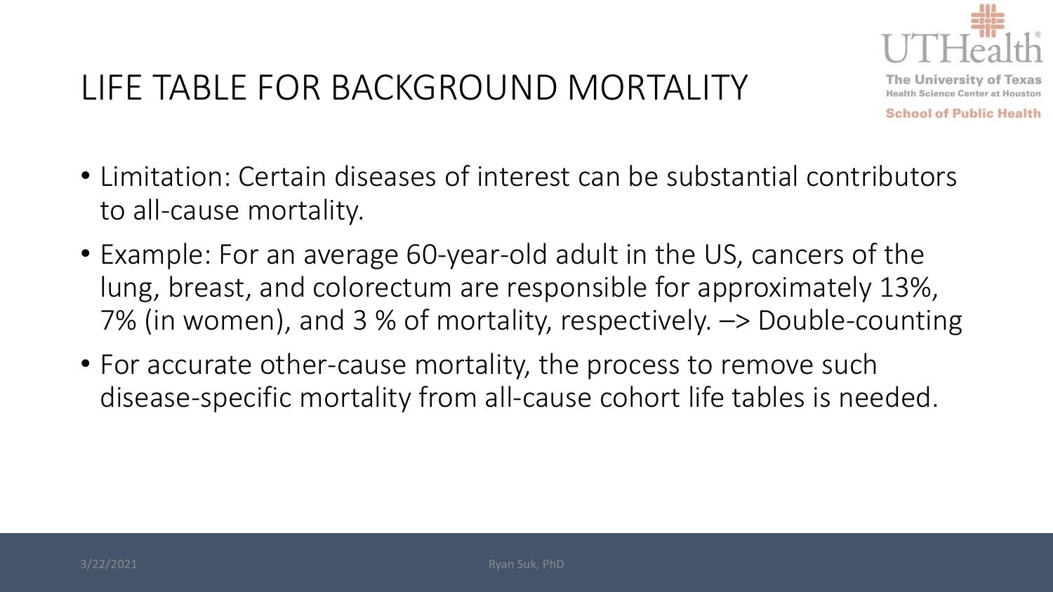# LIFE TABLE FOR BACKGROUND MORTALITY

- Limitation: Certain diseases of interest can be substantial contributors to all-cause mortality.
- Example: For an average 60-year-old adult in the US, cancers of the lung, breast, and colorectum are responsible for approximately 13%, 7% (in women), and 3 % of mortality, respectively. –> Double-counting
- For accurate other-cause mortality, the process to remove such disease-specific mortality from all-cause cohort life tables is needed.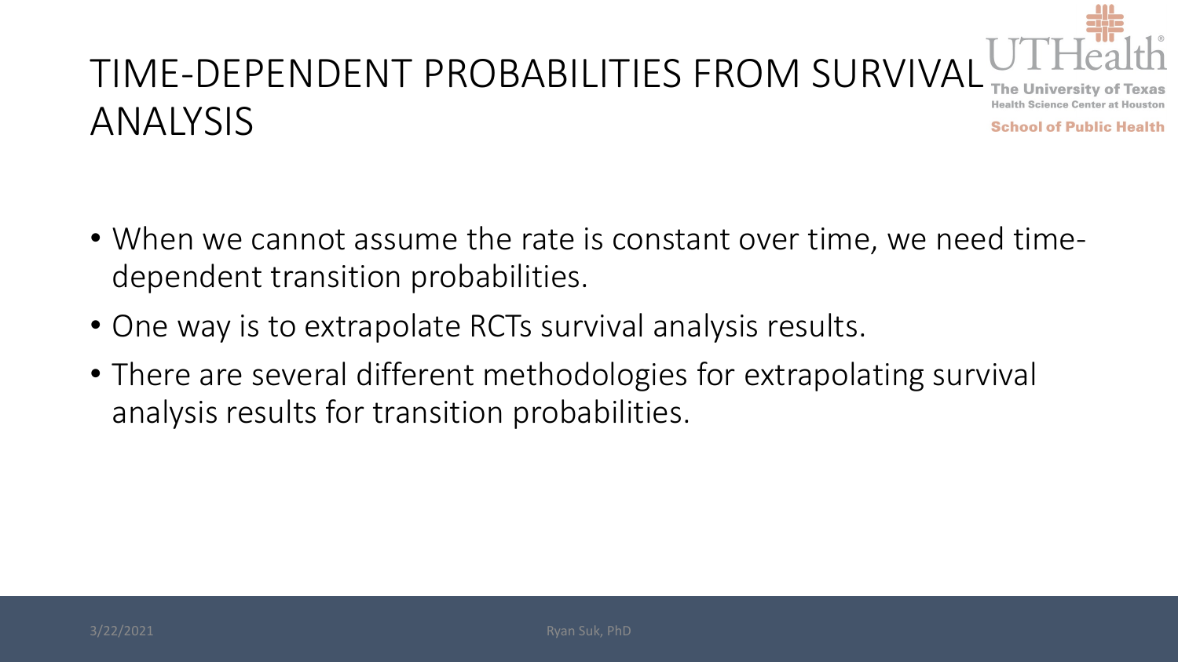# TIME-DEPENDENT PROBABILITIES FROM SURVIVAL ANALYSIS

- When we cannot assume the rate is constant over time, we need time-dependent transition probabilities.
- One way is to extrapolate RCTs survival analysis results.
- There are several different methodologies for extrapolating survival analysis results for transition probabilities.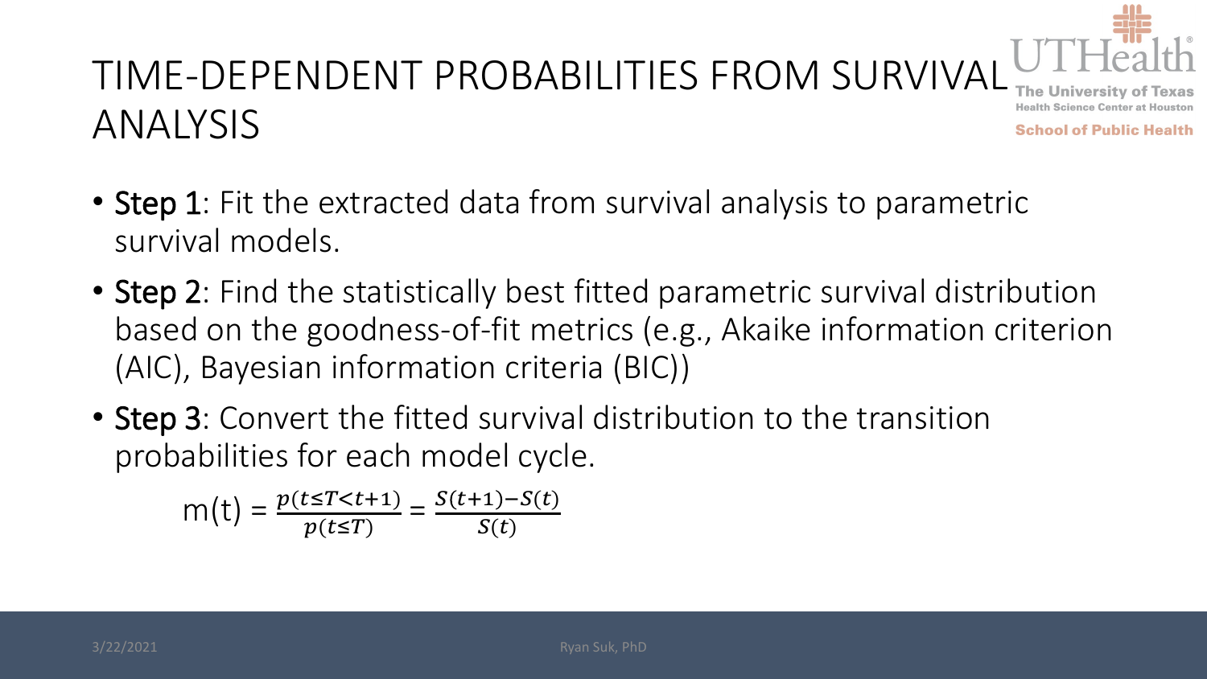# TIME-DEPENDENT PROBABILITIES FROM SURVIVAL ANALYSIS

- **Step 1**: Fit the extracted data from survival analysis to parametric survival models.
- **Step 2**: Find the statistically best fitted parametric survival distribution based on the goodness-of-fit metrics (e.g., Akaike information criterion (AIC), Bayesian information criteria (BIC))
- **Step 3**: Convert the fitted survival distribution to the transition probabilities for each model cycle.

$$\mathrm{m(t)} = \frac{p(t \le T < t+1)}{p(t \le T)} = \frac{S(t+1) - S(t)}{S(t)}$$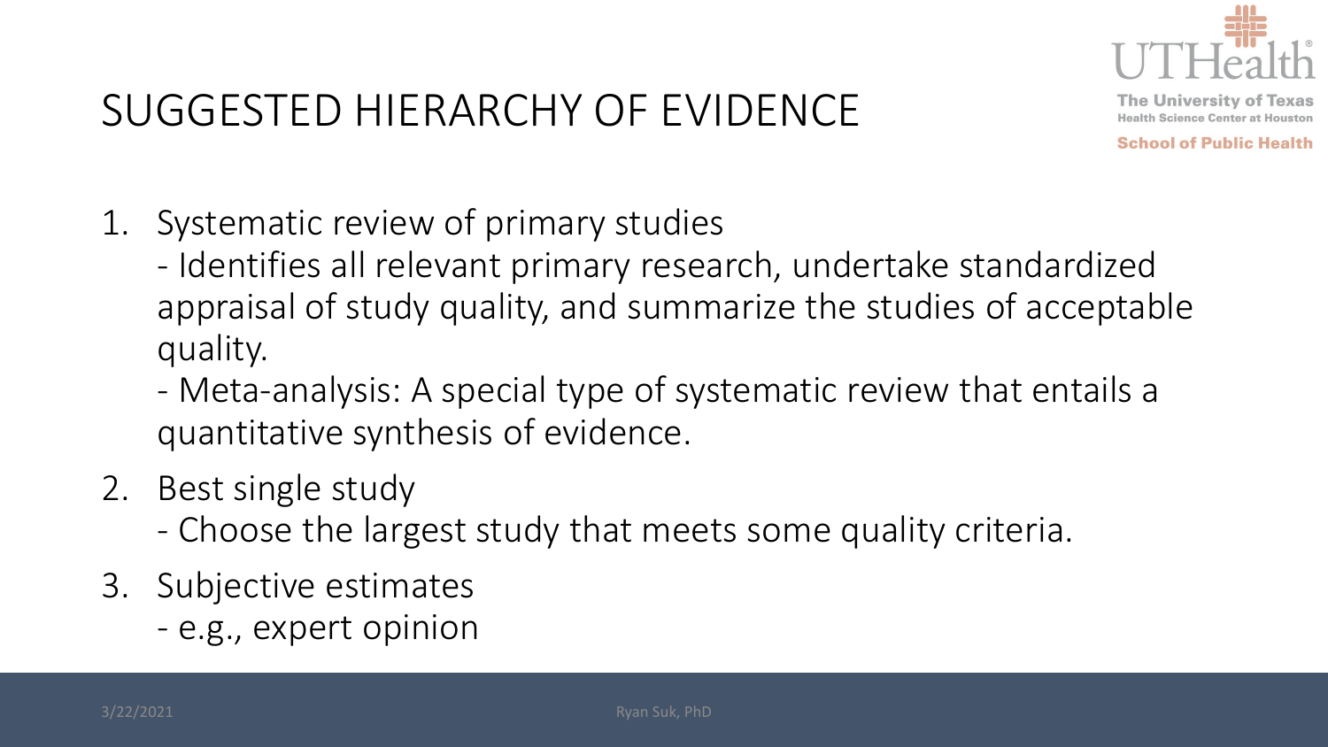# SUGGESTED HIERARCHY OF EVIDENCE

1. Systematic review of primary studies
   - Identifies all relevant primary research, undertake standardized appraisal of study quality, and summarize the studies of acceptable quality.
   - Meta-analysis: A special type of systematic review that entails a quantitative synthesis of evidence.
2. Best single study
   - Choose the largest study that meets some quality criteria.
3. Subjective estimates
   - e.g., expert opinion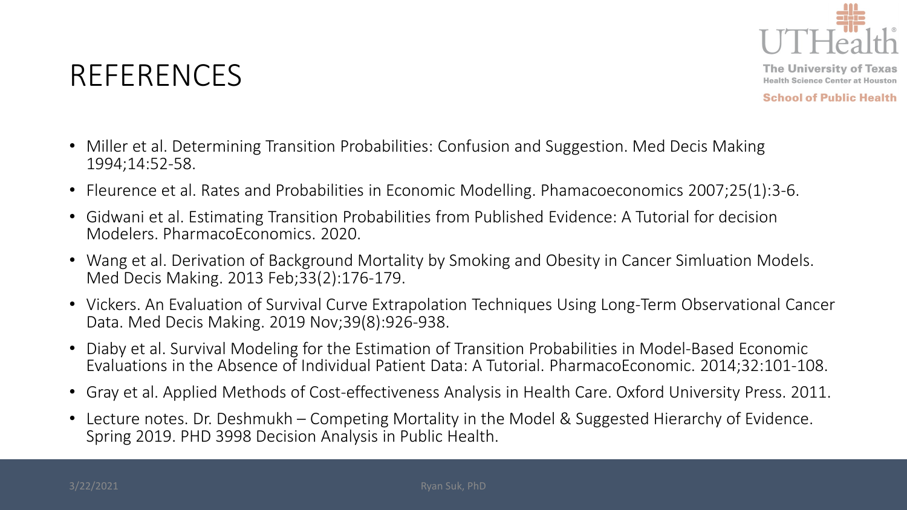# REFERENCES

- Miller et al. Determining Transition Probabilities: Confusion and Suggestion. Med Decis Making 1994;14:52-58.
- Fleurence et al. Rates and Probabilities in Economic Modelling. Phamacoeconomics 2007;25(1):3-6.
- Gidwani et al. Estimating Transition Probabilities from Published Evidence: A Tutorial for decision Modelers. PharmacoEconomics. 2020.
- Wang et al. Derivation of Background Mortality by Smoking and Obesity in Cancer Simluation Models. Med Decis Making. 2013 Feb;33(2):176-179.
- Vickers. An Evaluation of Survival Curve Extrapolation Techniques Using Long-Term Observational Cancer Data. Med Decis Making. 2019 Nov;39(8):926-938.
- Diaby et al. Survival Modeling for the Estimation of Transition Probabilities in Model-Based Economic Evaluations in the Absence of Individual Patient Data: A Tutorial. PharmacoEconomic. 2014;32:101-108.
- Gray et al. Applied Methods of Cost-effectiveness Analysis in Health Care. Oxford University Press. 2011.
- Lecture notes. Dr. Deshmukh – Competing Mortality in the Model & Suggested Hierarchy of Evidence. Spring 2019. PHD 3998 Decision Analysis in Public Health.